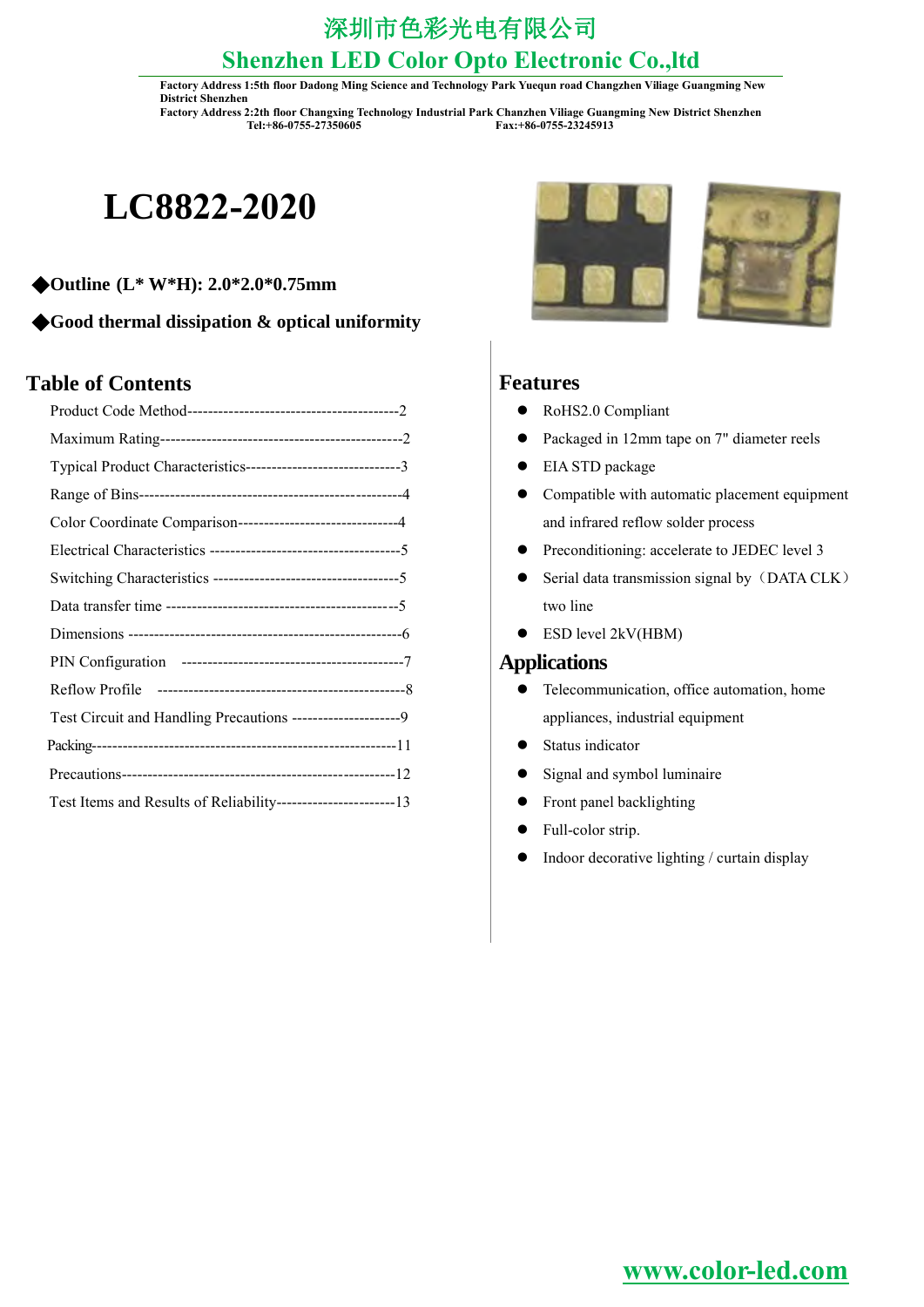# 深圳市色彩光电有限公司

## Shenzhen LED Color Opto Electronic Co.,ltd

**Factory Address 1:5th floor Dadong Ming Science and Technology Park Yuequn road Changzhen Viliage Guangming New District Shenzhen**
**Factory Address 2:2th floor Changxing Technology Industrial Park Chanzhen Viliage Guangming New District Shenzhen**
**Tel:+86-0755-27350605 Fax:+86-0755-23245913**

# LC8822-2020

◆**Outline (L* W*H): 2.0*2.0*0.75mm**

◆**Good thermal dissipation & optical uniformity**

## Table of Contents

- Product Code Method-----------------------------------------2
- Maximum Rating-----------------------------------------------2
- Typical Product Characteristics------------------------------3
- Range of Bins---------------------------------------------------4
- Color Coordinate Comparison-------------------------------4
- Electrical Characteristics -------------------------------------5
- Switching Characteristics ------------------------------------5
- Data transfer time ---------------------------------------------5
- Dimensions -----------------------------------------------------6
- PIN Configuration -------------------------------------------7
- Reflow Profile ------------------------------------------------8
- Test Circuit and Handling Precautions ---------------------9
- Packing------------------------------------------------------------11
- Precautions------------------------------------------------------12
- Test Items and Results of Reliability-----------------------13

## Features

- RoHS2.0 Compliant
- Packaged in 12mm tape on 7" diameter reels
- EIA STD package
- Compatible with automatic placement equipment and infrared reflow solder process
- Preconditioning: accelerate to JEDEC level 3
- Serial data transmission signal by（DATA CLK）two line
- ESD level 2kV(HBM)

## Applications

- Telecommunication, office automation, home appliances, industrial equipment
- Status indicator
- Signal and symbol luminaire
- Front panel backlighting
- Full-color strip.
- Indoor decorative lighting / curtain display

www.color-led.com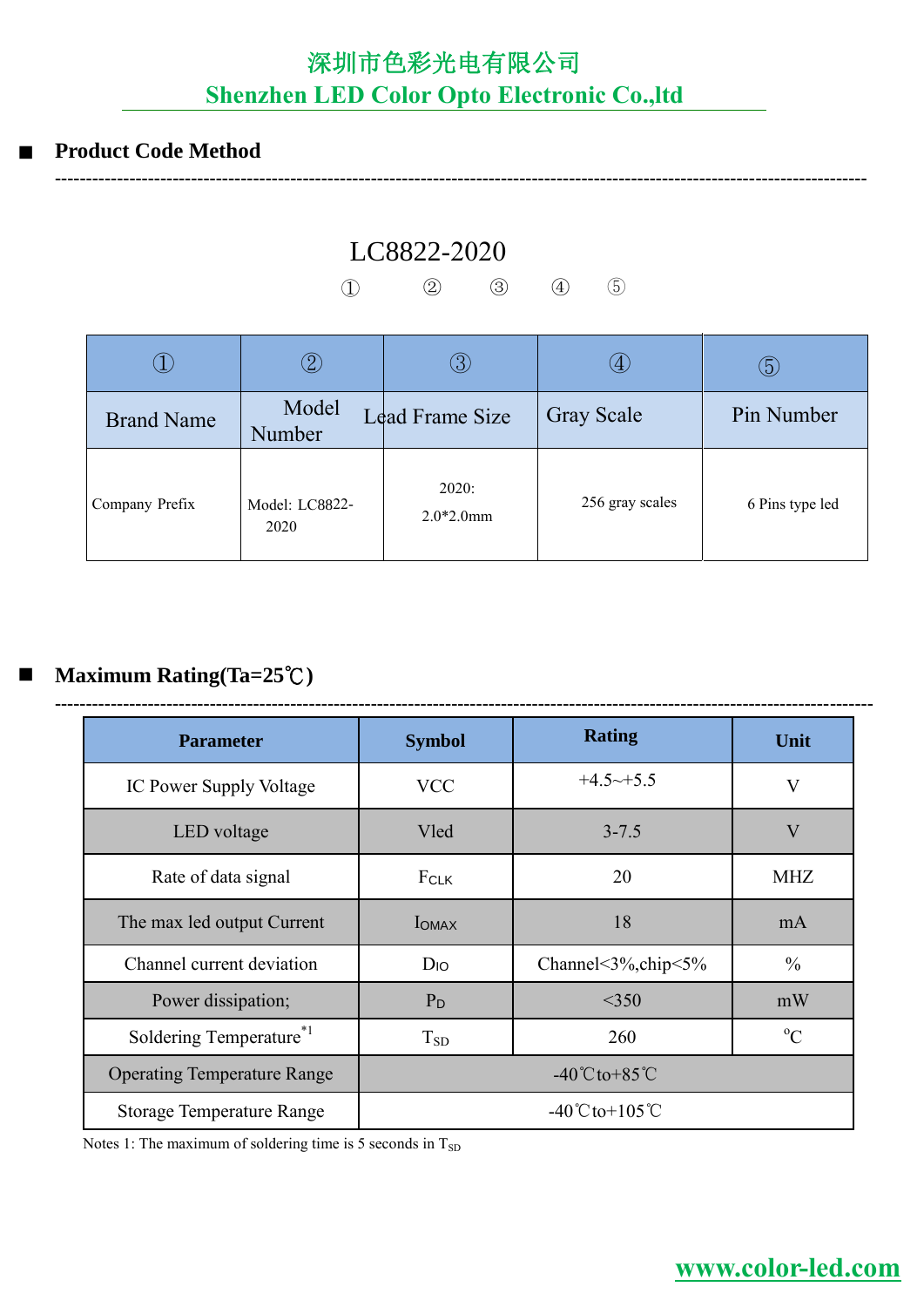## Product Code Method

LC8822-2020

① ② ③ ④ ⑤

| ① | ② | ③ | ④ | ⑤ |
|---|---|---|---|---|
| Brand Name | Model Number | Lead Frame Size | Gray Scale | Pin Number |
| Company Prefix | Model: LC8822-2020 | 2020: 2.0*2.0mm | 256 gray scales | 6 Pins type led |

## Maximum Rating(Ta=25℃)

| Parameter | Symbol | Rating | Unit |
|---|---|---|---|
| IC Power Supply Voltage | VCC | +4.5~+5.5 | V |
| LED voltage | Vled | 3-7.5 | V |
| Rate of data signal | $F_{CLK}$ | 20 | MHZ |
| The max led output Current | $I_{OMAX}$ | 18 | mA |
| Channel current deviation | $D_{IO}$ | Channel<3%,chip<5% | % |
| Power dissipation; | $P_D$ | <350 | mW |
| Soldering Temperature[*1] | $T_{SD}$ | 260 | ℃ |
| Operating Temperature Range | -40℃to+85℃ | | |
| Storage Temperature Range | -40℃to+105℃ | | |

Notes 1: The maximum of soldering time is 5 seconds in $T_{SD}$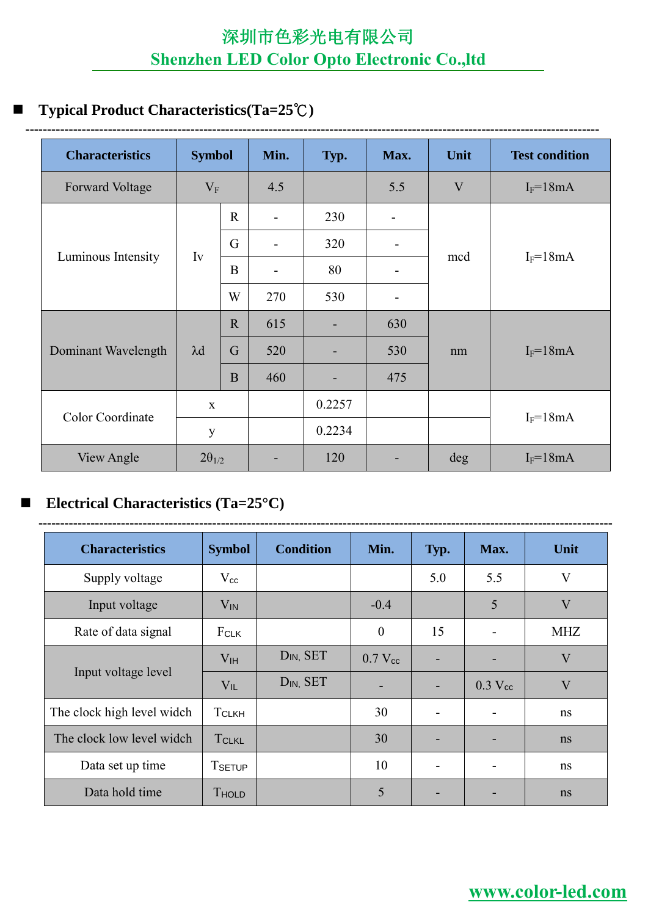## Typical Product Characteristics(Ta=25℃)

| Characteristics | Symbol | | Min. | Typ. | Max. | Unit | Test condition |
|---|---|---|---|---|---|---|---|
| Forward Voltage | $V_F$ | | 4.5 | | 5.5 | V | $I_F$=18mA |
| Luminous Intensity | Iv | R | - | 230 | - | mcd | $I_F$=18mA |
| | | G | - | 320 | - | | |
| | | B | - | 80 | - | | |
| | | W | 270 | 530 | - | | |
| Dominant Wavelength | λd | R | 615 | - | 630 | nm | $I_F$=18mA |
| | | G | 520 | - | 530 | | |
| | | B | 460 | - | 475 | | |
| Color Coordinate | x | | | 0.2257 | | | $I_F$=18mA |
| | y | | | 0.2234 | | | |
| View Angle | $2\theta_{1/2}$ | | - | 120 | - | deg | $I_F$=18mA |

## Electrical Characteristics (Ta=25°C)

| Characteristics | Symbol | Condition | Min. | Typ. | Max. | Unit |
|---|---|---|---|---|---|---|
| Supply voltage | $V_{cc}$ | | | 5.0 | 5.5 | V |
| Input voltage | $V_{IN}$ | | -0.4 | | 5 | V |
| Rate of data signal | $F_{CLK}$ | | 0 | 15 | - | MHZ |
| Input voltage level | $V_{IH}$ | $D_{IN}$, SET | 0.7 $V_{cc}$ | - | - | V |
| | $V_{IL}$ | $D_{IN}$, SET | - | - | 0.3 $V_{cc}$ | V |
| The clock high level widch | $T_{CLKH}$ | | 30 | - | - | ns |
| The clock low level widch | $T_{CLKL}$ | | 30 | - | - | ns |
| Data set up time | $T_{SETUP}$ | | 10 | - | - | ns |
| Data hold time | $T_{HOLD}$ | | 5 | - | - | ns |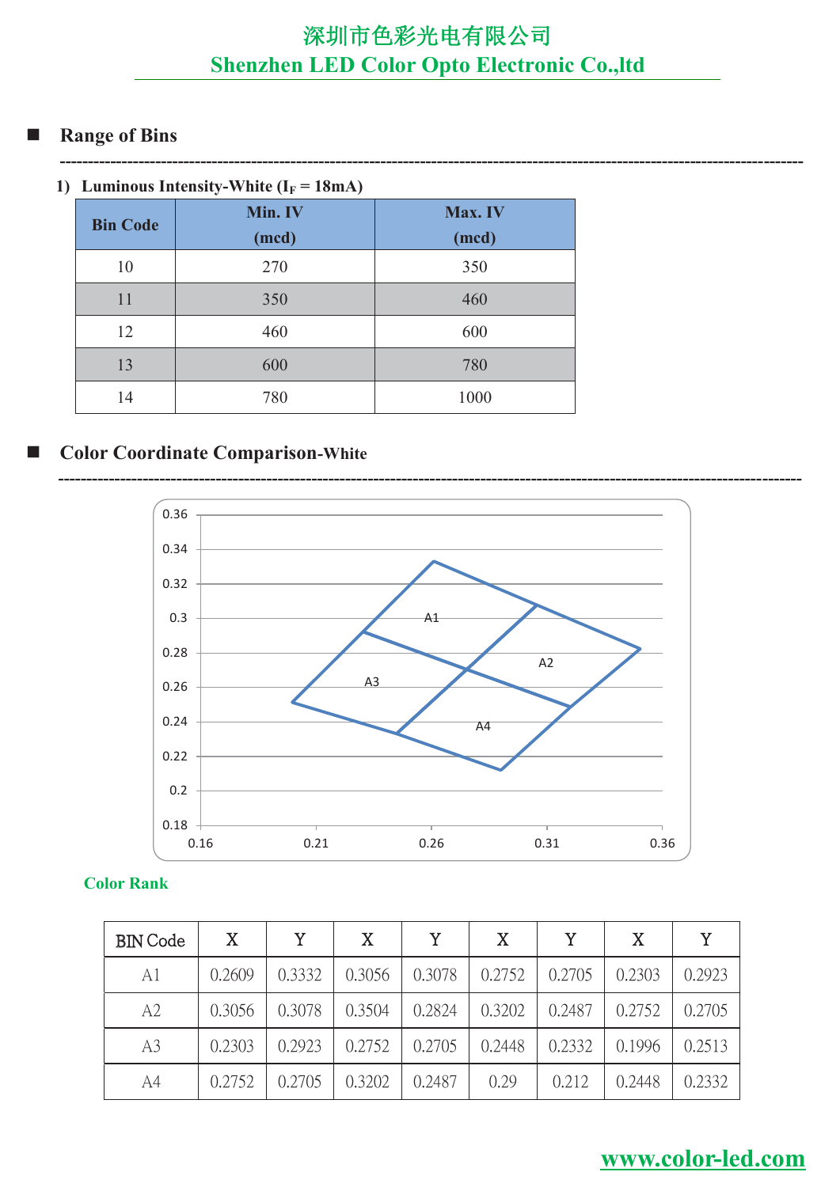## Range of Bins

1) **Luminous Intensity-White ($I_F$ = 18mA)**

| Bin Code | Min. IV (mcd) | Max. IV (mcd) |
|---|---|---|
| 10 | 270 | 350 |
| 11 | 350 | 460 |
| 12 | 460 | 600 |
| 13 | 600 | 780 |
| 14 | 780 | 1000 |

## Color Coordinate Comparison-White

**Color Rank**

| BIN Code | X | Y | X | Y | X | Y | X | Y |
|---|---|---|---|---|---|---|---|---|
| A1 | 0.2609 | 0.3332 | 0.3056 | 0.3078 | 0.2752 | 0.2705 | 0.2303 | 0.2923 |
| A2 | 0.3056 | 0.3078 | 0.3504 | 0.2824 | 0.3202 | 0.2487 | 0.2752 | 0.2705 |
| A3 | 0.2303 | 0.2923 | 0.2752 | 0.2705 | 0.2448 | 0.2332 | 0.1996 | 0.2513 |
| A4 | 0.2752 | 0.2705 | 0.3202 | 0.2487 | 0.29 | 0.212 | 0.2448 | 0.2332 |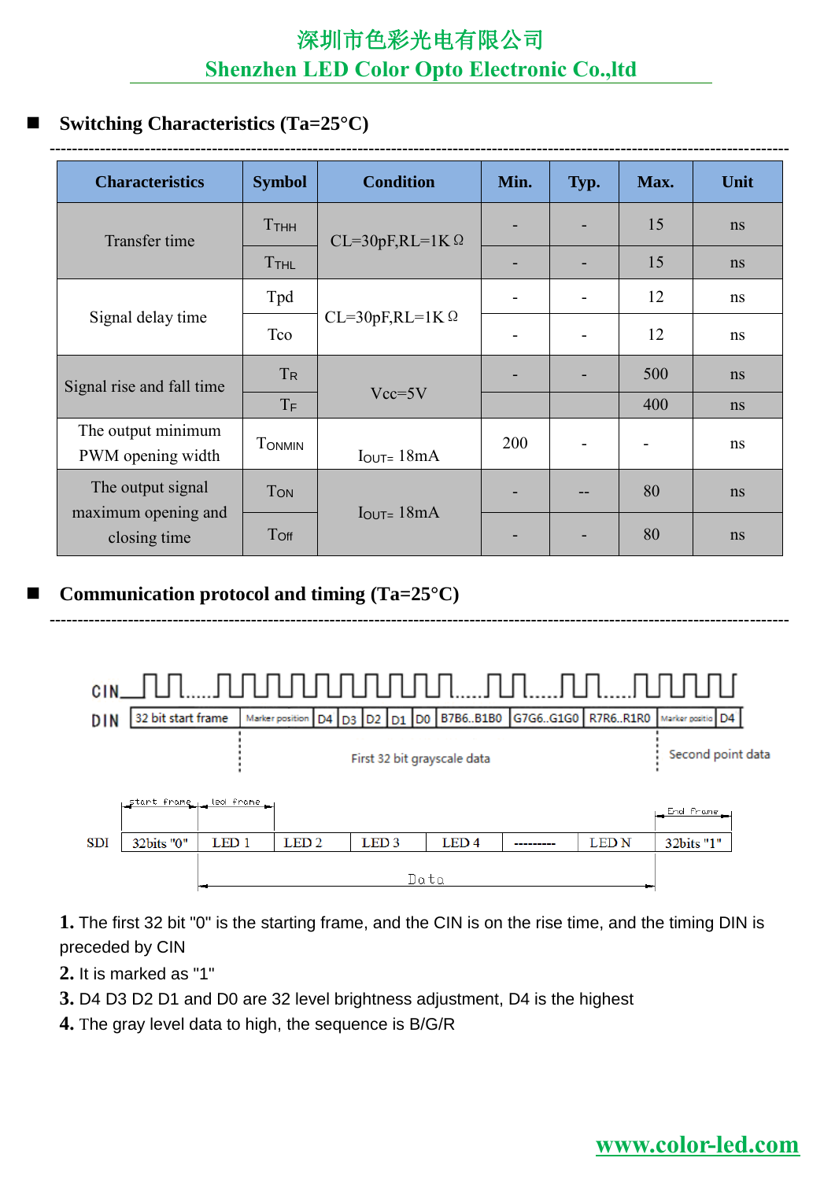## Switching Characteristics (Ta=25°C)

| Characteristics | Symbol | Condition | Min. | Typ. | Max. | Unit |
|---|---|---|---|---|---|---|
| Transfer time | $T_{THH}$ | CL=30pF,RL=1K Ω | - | - | 15 | ns |
| | $T_{THL}$ | | - | - | 15 | ns |
| Signal delay time | Tpd | CL=30pF,RL=1K Ω | - | - | 12 | ns |
| | Tco | | - | - | 12 | ns |
| Signal rise and fall time | $T_R$ | Vcc=5V | - | - | 500 | ns |
| | $T_F$ | | | | 400 | ns |
| The output minimum PWM opening width | $T_{ONMIN}$ | $I_{OUT}$= 18mA | 200 | - | - | ns |
| The output signal maximum opening and closing time | $T_{ON}$ | $I_{OUT}$= 18mA | - | -- | 80 | ns |
| | $T_{Off}$ | | - | - | 80 | ns |

## Communication protocol and timing (Ta=25°C)

CIN

DIN: 32 bit start frame | Marker position | D4 | D3 | D2 | D1 | D0 | B7B6..B1B0 | G7G6..G1G0 | R7R6..R1R0 | Marker positio | D4

First 32 bit grayscale data — Second point data

start frame — led frame — End Frame

SDI: 32bits "0" | LED 1 | LED 2 | LED 3 | LED 4 | --------- | LED N | 32bits "1"

Data

**1.** The first 32 bit "0" is the starting frame, and the CIN is on the rise time, and the timing DIN is preceded by CIN

**2.** It is marked as "1"

**3.** D4 D3 D2 D1 and D0 are 32 level brightness adjustment, D4 is the highest

**4.** The gray level data to high, the sequence is B/G/R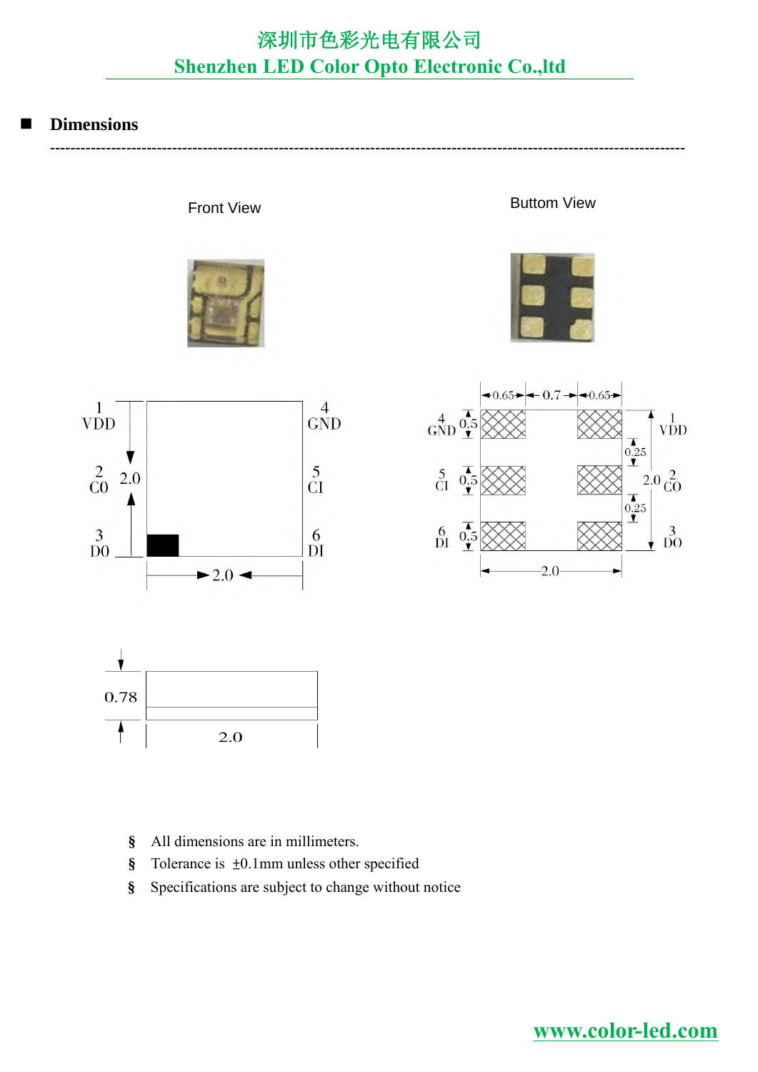## Dimensions

Front View

Buttom View

1 VDD

2 CO

3 DO

4 GND

5 CI

6 DI

2.0

2.0

0.65 0.7 0.65

0.5

0.25

0.78

- All dimensions are in millimeters.
- Tolerance is ±0.1mm unless other specified
- Specifications are subject to change without notice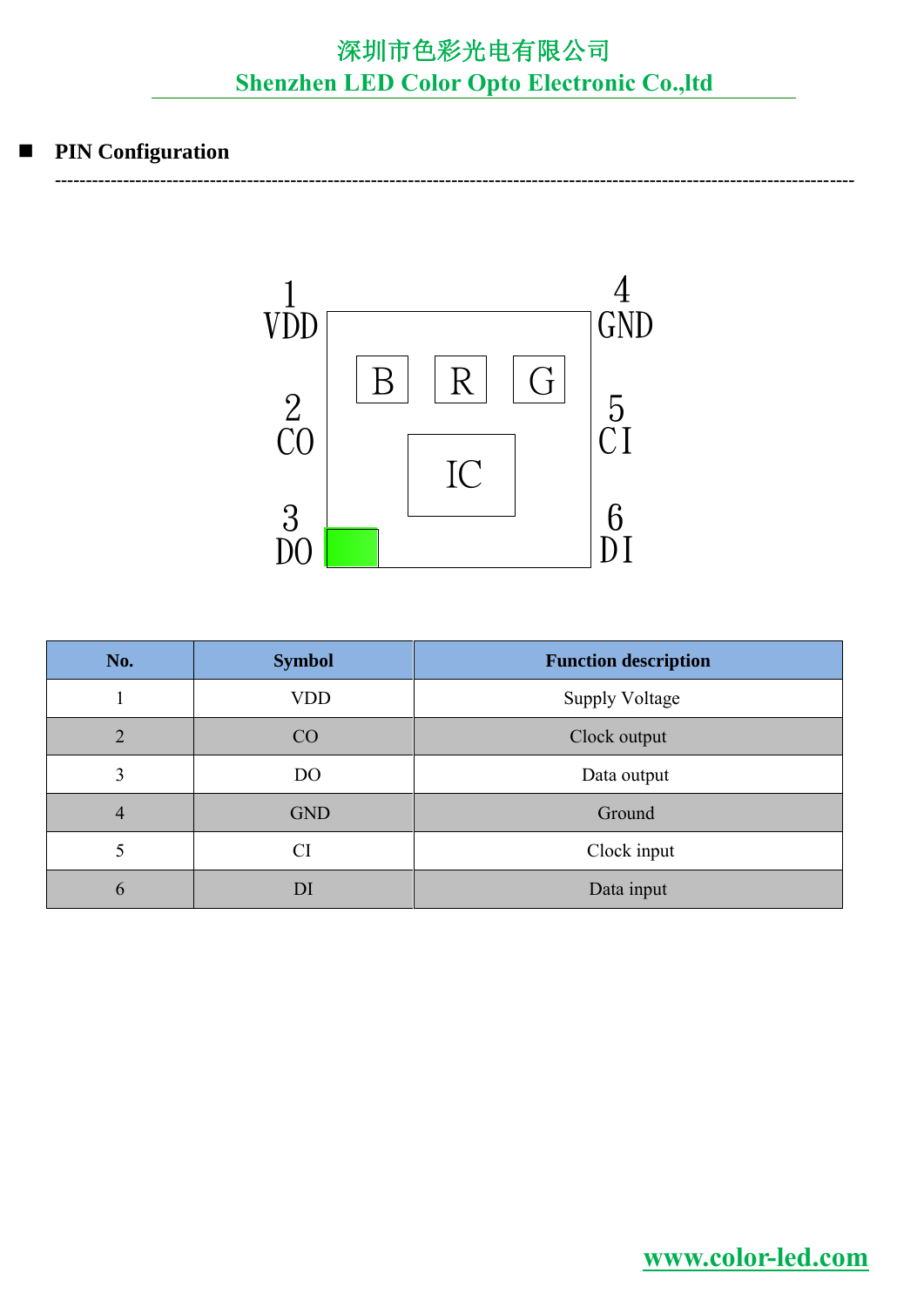## PIN Configuration

| No. | Symbol | Function description |
|---|---|---|
| 1 | VDD | Supply Voltage |
| 2 | CO | Clock output |
| 3 | DO | Data output |
| 4 | GND | Ground |
| 5 | CI | Clock input |
| 6 | DI | Data input |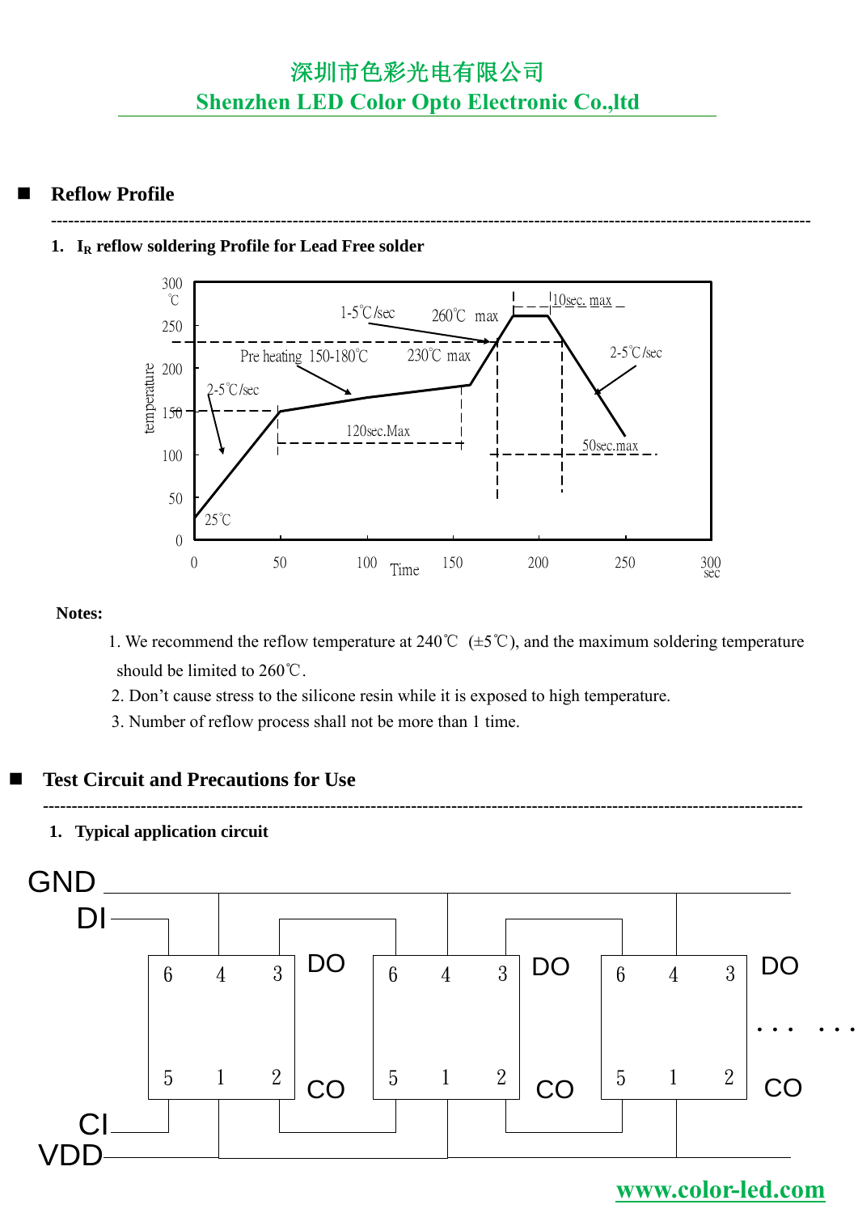## Reflow Profile

### 1. $I_R$ reflow soldering Profile for Lead Free solder

**Notes:**

1. We recommend the reflow temperature at 240℃ (±5℃), and the maximum soldering temperature should be limited to 260℃.
2. Don't cause stress to the silicone resin while it is exposed to high temperature.
3. Number of reflow process shall not be more than 1 time.

## Test Circuit and Precautions for Use

### 1. Typical application circuit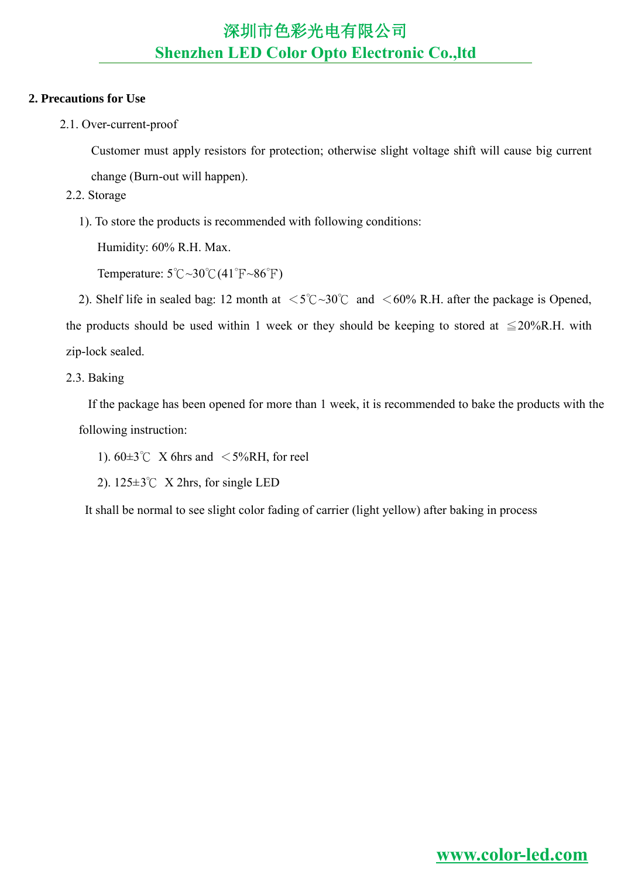## 2. Precautions for Use

2.1. Over-current-proof

Customer must apply resistors for protection; otherwise slight voltage shift will cause big current change (Burn-out will happen).

2.2. Storage

1). To store the products is recommended with following conditions:

Humidity: 60% R.H. Max.

Temperature: 5℃~30℃(41℉~86℉)

2). Shelf life in sealed bag: 12 month at ＜5℃~30℃ and ＜60% R.H. after the package is Opened, the products should be used within 1 week or they should be keeping to stored at ≦20%R.H. with zip-lock sealed.

2.3. Baking

If the package has been opened for more than 1 week, it is recommended to bake the products with the following instruction:

1). 60±3℃ X 6hrs and ＜5%RH, for reel

2). 125±3℃ X 2hrs, for single LED

It shall be normal to see slight color fading of carrier (light yellow) after baking in process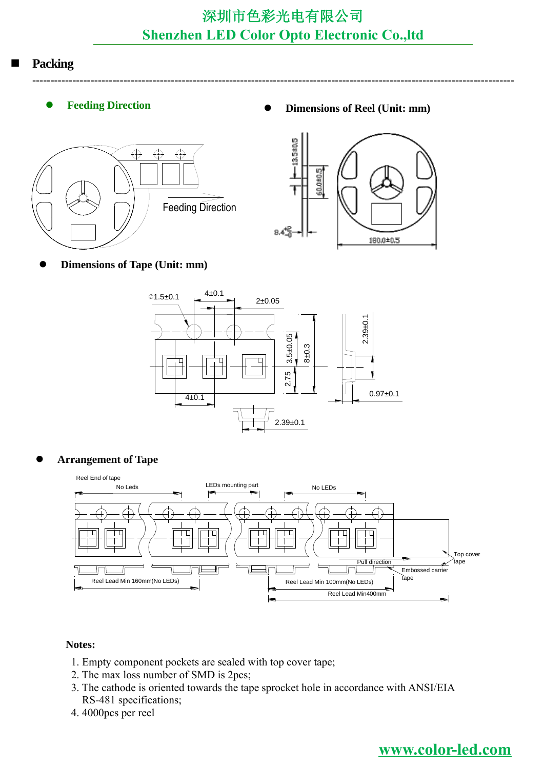## Packing

- **Feeding Direction**

Feeding Direction

- **Dimensions of Reel (Unit: mm)**

13.5±0.5

60.0±0.5

$8.4^{+2}_{-0}$

180.0±0.5

- **Dimensions of Tape (Unit: mm)**

∅1.5±0.1 | 4±0.1 | 2±0.05 | 3.5±0.05 | 8±0.3 | 2.75 | 4±0.1 | 2.39±0.1 | 0.97±0.1 | 2.39±0.1

- **Arrangement of Tape**

Reel End of tape

No Leds

LEDs mounting part

No LEDs

Top cover tape

Pull direction

Embossed carrier tape

Reel Lead Min 160mm(No LEDs)

Reel Lead Min 100mm(No LEDs)

Reel Lead Min400mm

**Notes:**

1. Empty component pockets are sealed with top cover tape;
2. The max loss number of SMD is 2pcs;
3. The cathode is oriented towards the tape sprocket hole in accordance with ANSI/EIA RS-481 specifications;
4. 4000pcs per reel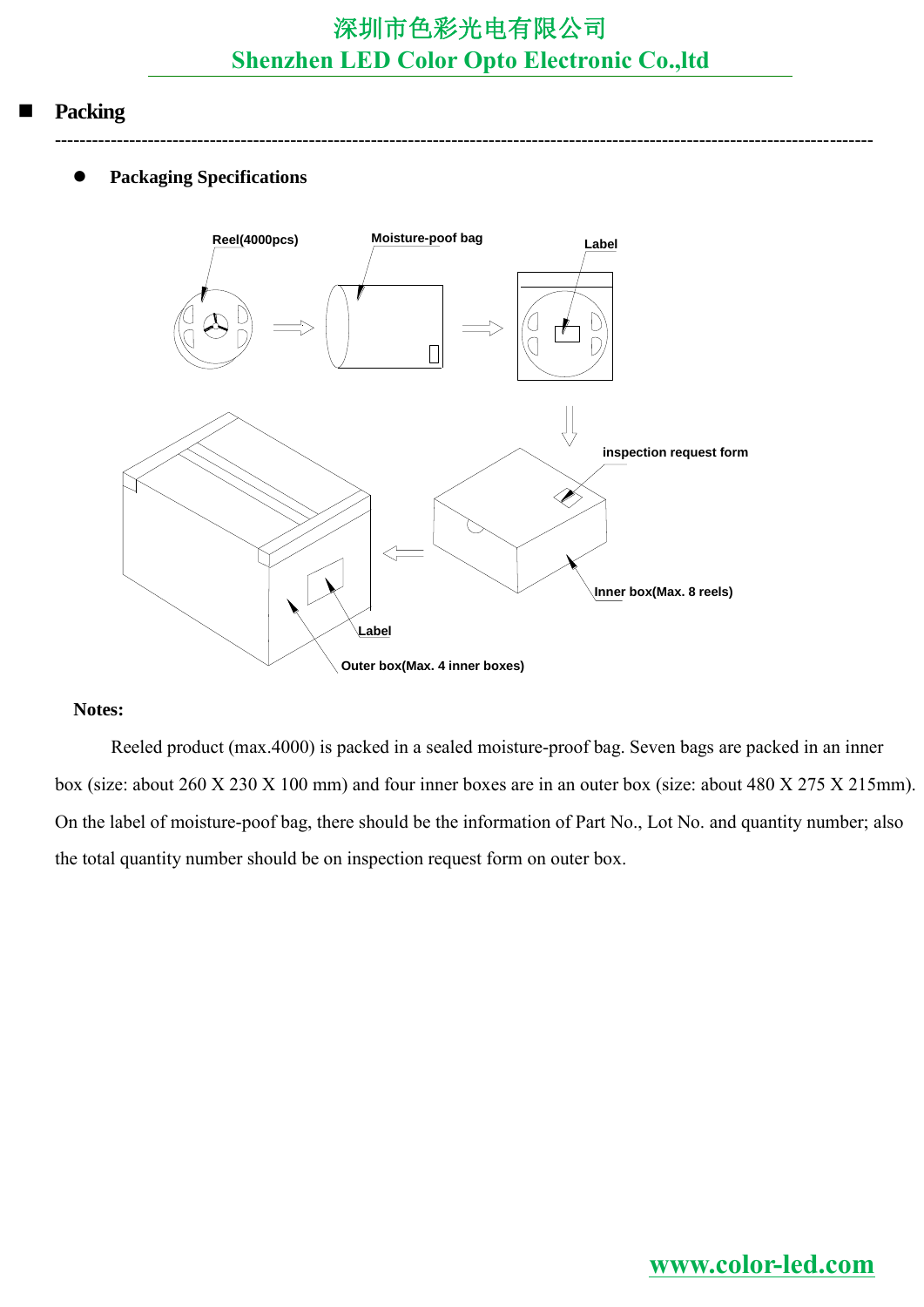## Packing

---

- **Packaging Specifications**

Reel(4000pcs)

Moisture-poof bag

Label

inspection request form

Inner box(Max. 8 reels)

Label

Outer box(Max. 4 inner boxes)

**Notes:**

Reeled product (max.4000) is packed in a sealed moisture-proof bag. Seven bags are packed in an inner box (size: about 260 X 230 X 100 mm) and four inner boxes are in an outer box (size: about 480 X 275 X 215mm). On the label of moisture-poof bag, there should be the information of Part No., Lot No. and quantity number; also the total quantity number should be on inspection request form on outer box.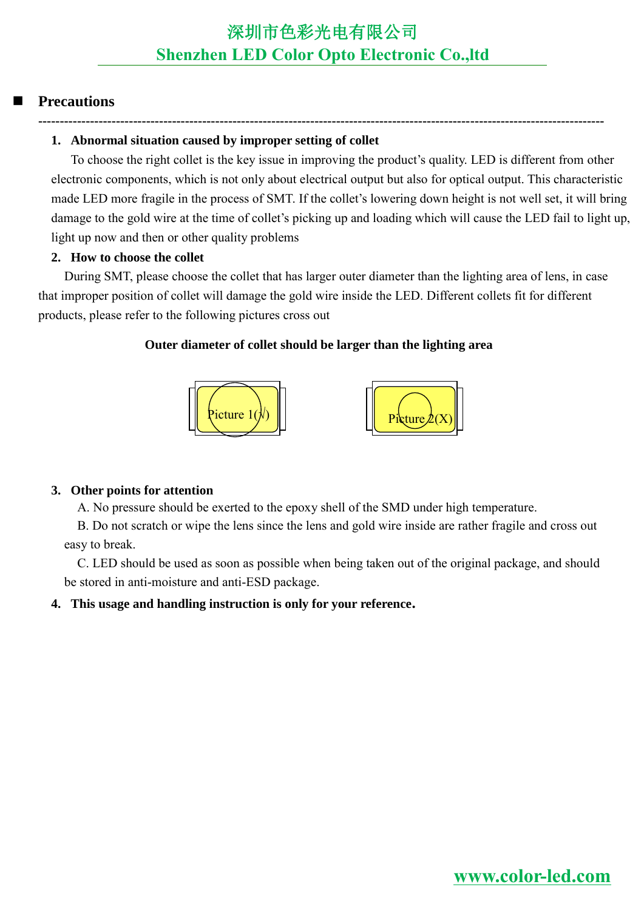## Precautions

---

1. **Abnormal situation caused by improper setting of collet**

   To choose the right collet is the key issue in improving the product's quality. LED is different from other electronic components, which is not only about electrical output but also for optical output. This characteristic made LED more fragile in the process of SMT. If the collet's lowering down height is not well set, it will bring damage to the gold wire at the time of collet's picking up and loading which will cause the LED fail to light up, light up now and then or other quality problems

2. **How to choose the collet**

During SMT, please choose the collet that has larger outer diameter than the lighting area of lens, in case that improper position of collet will damage the gold wire inside the LED. Different collets fit for different products, please refer to the following pictures cross out

**Outer diameter of collet should be larger than the lighting area**

Picture 1(√)

Picture 2(X)

3. **Other points for attention**

   A. No pressure should be exerted to the epoxy shell of the SMD under high temperature.

   B. Do not scratch or wipe the lens since the lens and gold wire inside are rather fragile and cross out easy to break.

   C. LED should be used as soon as possible when being taken out of the original package, and should be stored in anti-moisture and anti-ESD package.

4. **This usage and handling instruction is only for your reference.**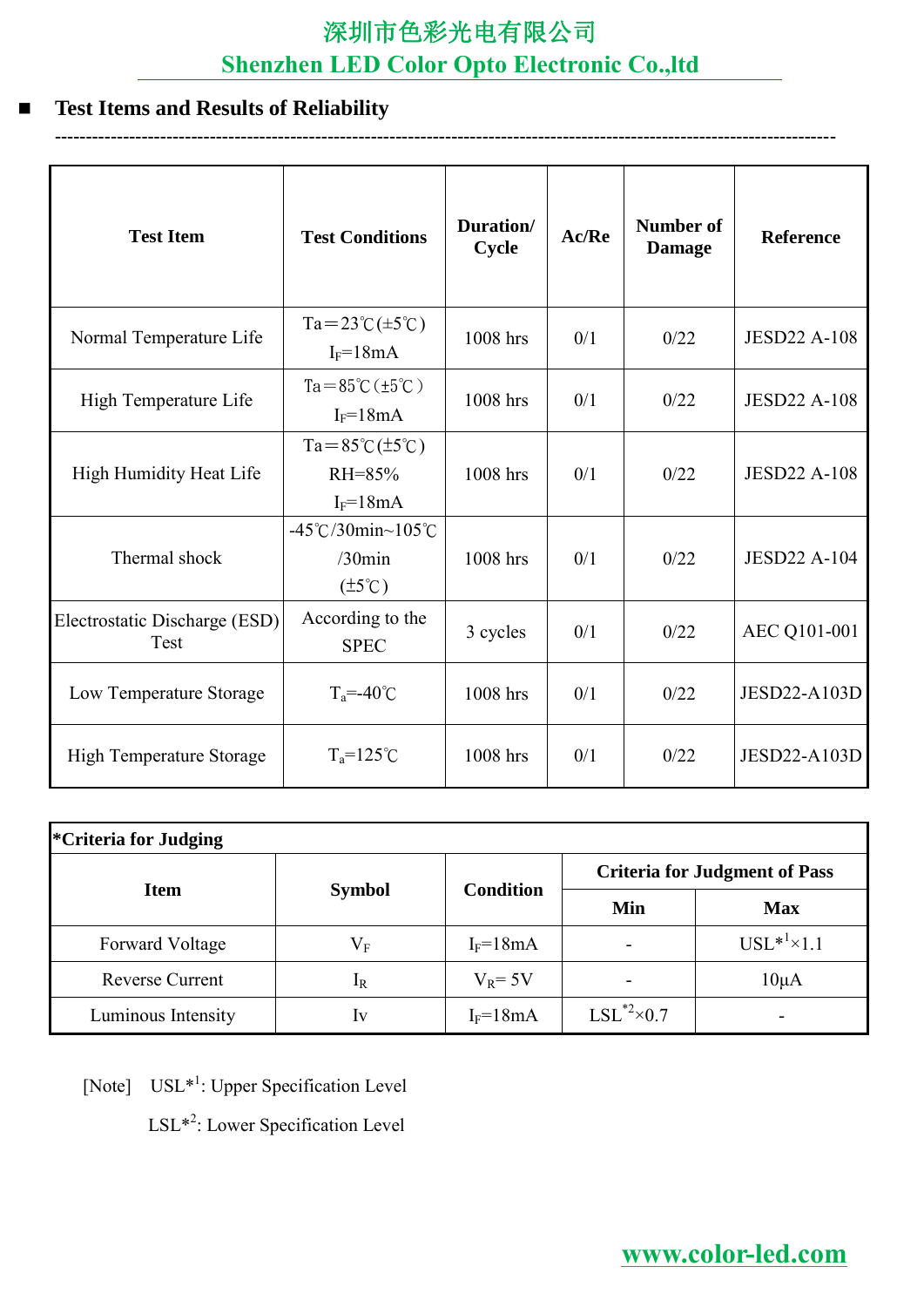## Test Items and Results of Reliability

| Test Item | Test Conditions | Duration/ Cycle | Ac/Re | Number of Damage | Reference |
|---|---|---|---|---|---|
| Normal Temperature Life | Ta＝23℃(±5℃) $I_F$=18mA | 1008 hrs | 0/1 | 0/22 | JESD22 A-108 |
| High Temperature Life | Ta＝85℃(±5℃) $I_F$=18mA | 1008 hrs | 0/1 | 0/22 | JESD22 A-108 |
| High Humidity Heat Life | Ta＝85℃(±5℃) RH=85% $I_F$=18mA | 1008 hrs | 0/1 | 0/22 | JESD22 A-108 |
| Thermal shock | -45℃/30min~105℃ /30min (±5℃) | 1008 hrs | 0/1 | 0/22 | JESD22 A-104 |
| Electrostatic Discharge (ESD) Test | According to the SPEC | 3 cycles | 0/1 | 0/22 | AEC Q101-001 |
| Low Temperature Storage | $T_a$=-40℃ | 1008 hrs | 0/1 | 0/22 | JESD22-A103D |
| High Temperature Storage | $T_a$=125℃ | 1008 hrs | 0/1 | 0/22 | JESD22-A103D |

**\*Criteria for Judging**

| Item | Symbol | Condition | Criteria for Judgment of Pass | |
|---|---|---|---|---|
| | | | Min | Max |
| Forward Voltage | $V_F$ | $I_F$=18mA | - | USL*[1]×1.1 |
| Reverse Current | $I_R$ | $V_R$= 5V | - | 10μA |
| Luminous Intensity | Iv | $I_F$=18mA | LSL*[2]×0.7 | - |

[Note] USL*[1]: Upper Specification Level

LSL*[2]: Lower Specification Level